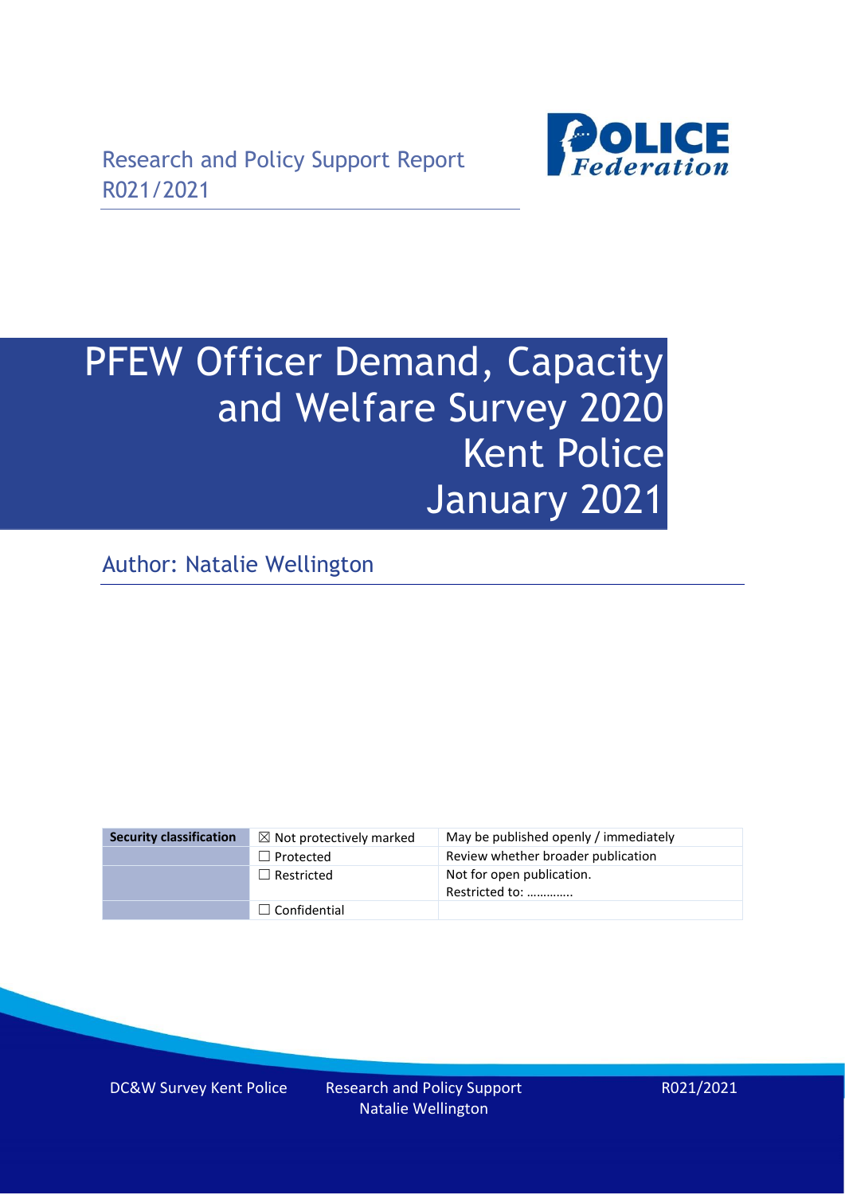Research and Policy Support Report
R021/2021

# PFEW Officer Demand, Capacity and Welfare Survey 2020 Kent Police January 2021

Author: Natalie Wellington

| Security classification | ☒ Not protectively marked | May be published openly / immediately |
|---|---|---|
| | ☐ Protected | Review whether broader publication |
| | ☐ Restricted | Not for open publication. Restricted to: …………. |
| | ☐ Confidential | |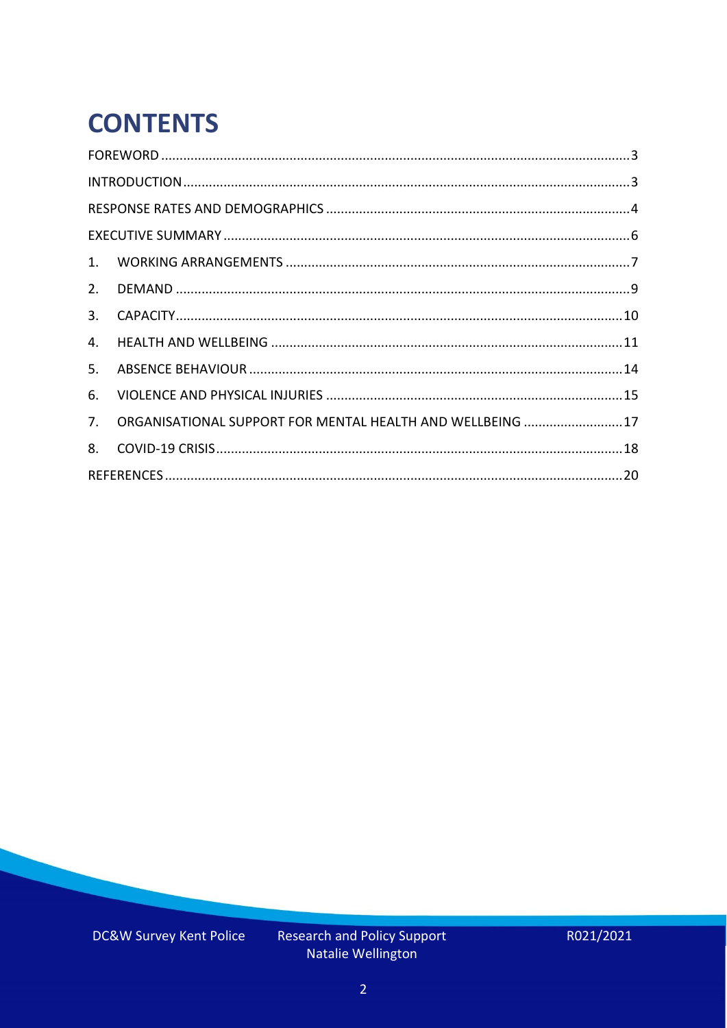# CONTENTS

FOREWORD ... 3

INTRODUCTION ... 3

RESPONSE RATES AND DEMOGRAPHICS ... 4

EXECUTIVE SUMMARY ... 6

1. WORKING ARRANGEMENTS ... 7
2. DEMAND ... 9
3. CAPACITY ... 10
4. HEALTH AND WELLBEING ... 11
5. ABSENCE BEHAVIOUR ... 14
6. VIOLENCE AND PHYSICAL INJURIES ... 15
7. ORGANISATIONAL SUPPORT FOR MENTAL HEALTH AND WELLBEING ... 17
8. COVID-19 CRISIS ... 18

REFERENCES ... 20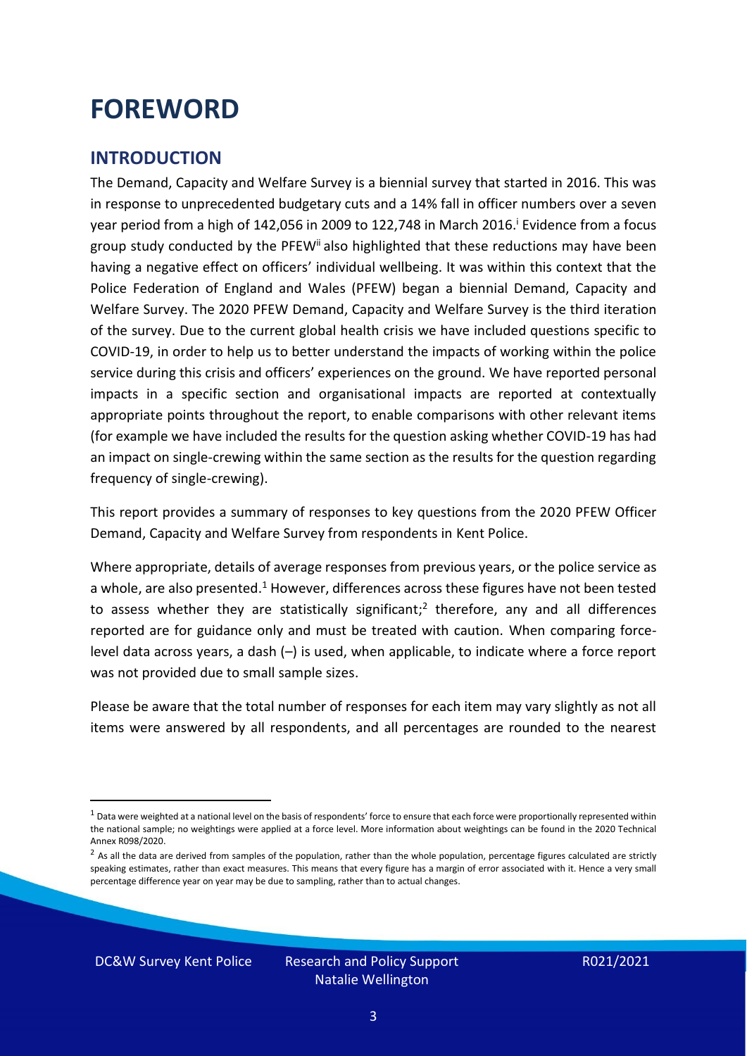# FOREWORD

## INTRODUCTION

The Demand, Capacity and Welfare Survey is a biennial survey that started in 2016. This was in response to unprecedented budgetary cuts and a 14% fall in officer numbers over a seven year period from a high of 142,056 in 2009 to 122,748 in March 2016.[i] Evidence from a focus group study conducted by the PFEW[ii] also highlighted that these reductions may have been having a negative effect on officers' individual wellbeing. It was within this context that the Police Federation of England and Wales (PFEW) began a biennial Demand, Capacity and Welfare Survey. The 2020 PFEW Demand, Capacity and Welfare Survey is the third iteration of the survey. Due to the current global health crisis we have included questions specific to COVID-19, in order to help us to better understand the impacts of working within the police service during this crisis and officers' experiences on the ground. We have reported personal impacts in a specific section and organisational impacts are reported at contextually appropriate points throughout the report, to enable comparisons with other relevant items (for example we have included the results for the question asking whether COVID-19 has had an impact on single-crewing within the same section as the results for the question regarding frequency of single-crewing).

This report provides a summary of responses to key questions from the 2020 PFEW Officer Demand, Capacity and Welfare Survey from respondents in Kent Police.

Where appropriate, details of average responses from previous years, or the police service as a whole, are also presented.[1] However, differences across these figures have not been tested to assess whether they are statistically significant;[2] therefore, any and all differences reported are for guidance only and must be treated with caution. When comparing force-level data across years, a dash (–) is used, when applicable, to indicate where a force report was not provided due to small sample sizes.

Please be aware that the total number of responses for each item may vary slightly as not all items were answered by all respondents, and all percentages are rounded to the nearest

[1] Data were weighted at a national level on the basis of respondents' force to ensure that each force were proportionally represented within the national sample; no weightings were applied at a force level. More information about weightings can be found in the 2020 Technical Annex R098/2020.

[2] As all the data are derived from samples of the population, rather than the whole population, percentage figures calculated are strictly speaking estimates, rather than exact measures. This means that every figure has a margin of error associated with it. Hence a very small percentage difference year on year may be due to sampling, rather than to actual changes.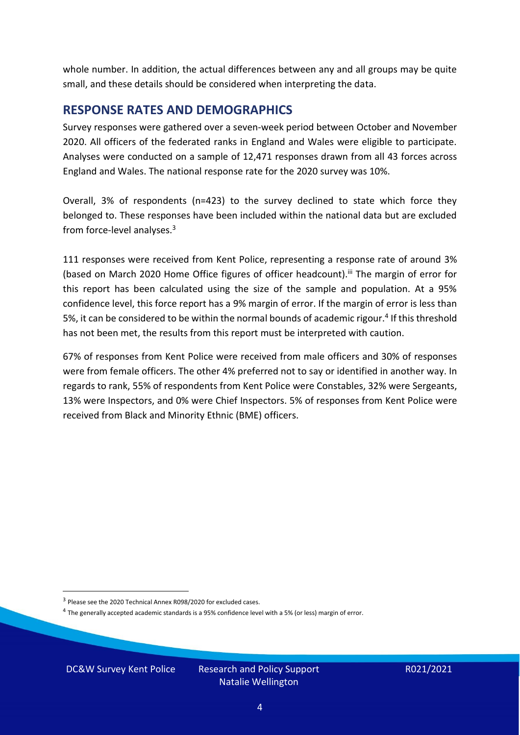whole number. In addition, the actual differences between any and all groups may be quite small, and these details should be considered when interpreting the data.

## RESPONSE RATES AND DEMOGRAPHICS

Survey responses were gathered over a seven-week period between October and November 2020. All officers of the federated ranks in England and Wales were eligible to participate. Analyses were conducted on a sample of 12,471 responses drawn from all 43 forces across England and Wales. The national response rate for the 2020 survey was 10%.

Overall, 3% of respondents (n=423) to the survey declined to state which force they belonged to. These responses have been included within the national data but are excluded from force-level analyses.[3]

111 responses were received from Kent Police, representing a response rate of around 3% (based on March 2020 Home Office figures of officer headcount).[iii] The margin of error for this report has been calculated using the size of the sample and population. At a 95% confidence level, this force report has a 9% margin of error. If the margin of error is less than 5%, it can be considered to be within the normal bounds of academic rigour.[4] If this threshold has not been met, the results from this report must be interpreted with caution.

67% of responses from Kent Police were received from male officers and 30% of responses were from female officers. The other 4% preferred not to say or identified in another way. In regards to rank, 55% of respondents from Kent Police were Constables, 32% were Sergeants, 13% were Inspectors, and 0% were Chief Inspectors. 5% of responses from Kent Police were received from Black and Minority Ethnic (BME) officers.

[3] Please see the 2020 Technical Annex R098/2020 for excluded cases.

[4] The generally accepted academic standards is a 95% confidence level with a 5% (or less) margin of error.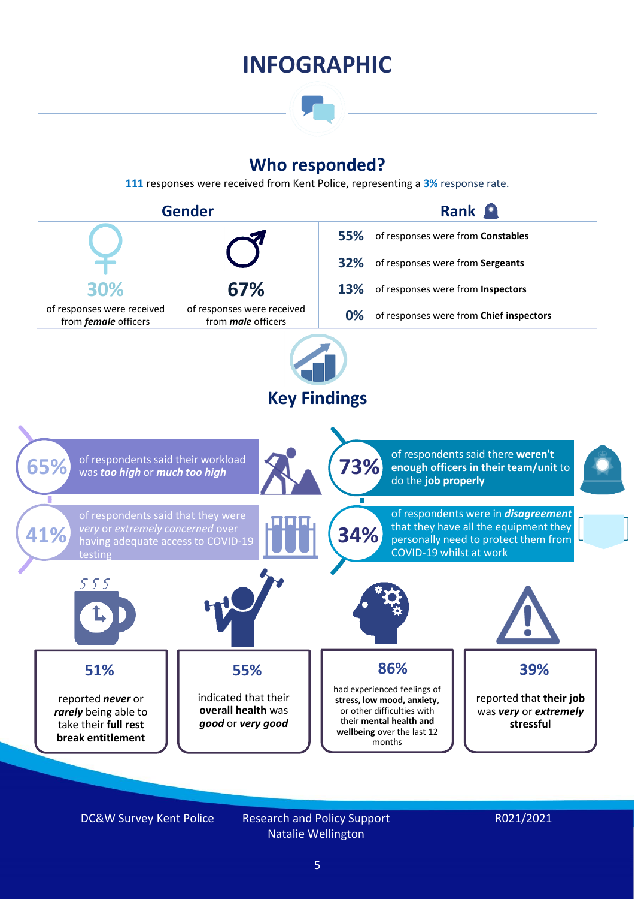# INFOGRAPHIC

## Who responded?

**111** responses were received from Kent Police, representing a **3%** response rate.

### Gender

**30%** of responses were received from ***female*** officers

**67%** of responses were received from ***male*** officers

### Rank

- **55%** of responses were from **Constables**
- **32%** of responses were from **Sergeants**
- **13%** of responses were from **Inspectors**
- **0%** of responses were from **Chief inspectors**

## Key Findings

**65%** of respondents said their workload was ***too high*** or ***much too high***

**73%** of respondents said there **weren't enough officers in their team/unit** to do the **job properly**

**41%** of respondents said that they were *very* or *extremely concerned* over having adequate access to COVID-19 testing

**34%** of respondents were in ***disagreement*** that they have all the equipment they personally need to protect them from COVID-19 whilst at work

**51%** reported ***never*** or ***rarely*** being able to take their **full rest break entitlement**

**55%** indicated that their **overall health** was ***good*** or ***very good***

**86%** had experienced feelings of **stress, low mood, anxiety**, or other difficulties with their **mental health and wellbeing** over the last 12 months

**39%** reported that **their job** was ***very*** or ***extremely*** **stressful**

DC&W Survey Kent Police

Research and Policy Support
Natalie Wellington

R021/2021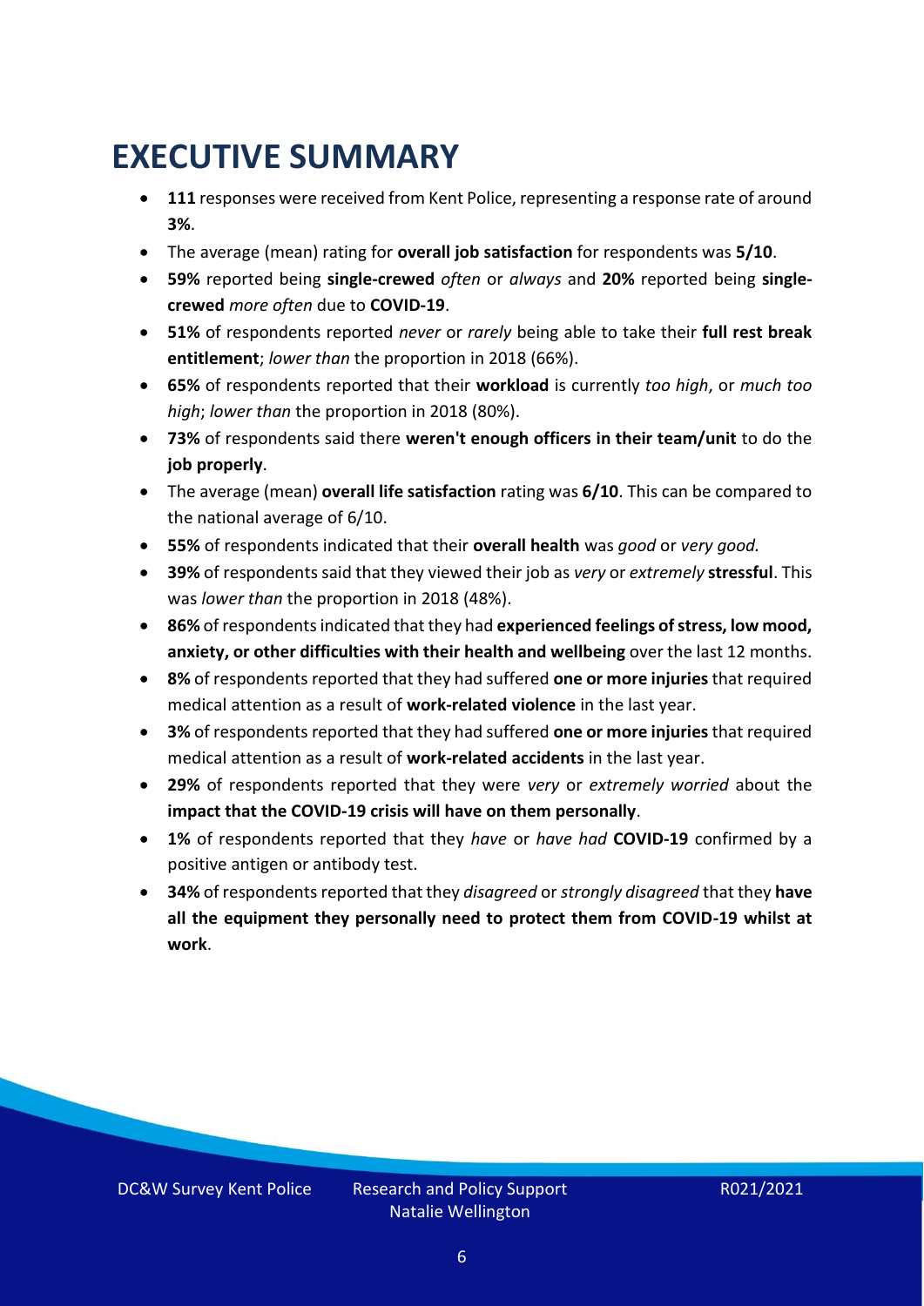# EXECUTIVE SUMMARY

- **111** responses were received from Kent Police, representing a response rate of around **3%**.
- The average (mean) rating for **overall job satisfaction** for respondents was **5/10**.
- **59%** reported being **single-crewed** *often* or *always* and **20%** reported being **single-crewed** *more often* due to **COVID-19**.
- **51%** of respondents reported *never* or *rarely* being able to take their **full rest break entitlement**; *lower than* the proportion in 2018 (66%).
- **65%** of respondents reported that their **workload** is currently *too high*, or *much too high*; *lower than* the proportion in 2018 (80%).
- **73%** of respondents said there **weren't enough officers in their team/unit** to do the **job properly**.
- The average (mean) **overall life satisfaction** rating was **6/10**. This can be compared to the national average of 6/10.
- **55%** of respondents indicated that their **overall health** was *good* or *very good.*
- **39%** of respondents said that they viewed their job as *very* or *extremely* **stressful**. This was *lower than* the proportion in 2018 (48%).
- **86%** of respondents indicated that they had **experienced feelings of stress, low mood, anxiety, or other difficulties with their health and wellbeing** over the last 12 months.
- **8%** of respondents reported that they had suffered **one or more injuries** that required medical attention as a result of **work-related violence** in the last year.
- **3%** of respondents reported that they had suffered **one or more injuries** that required medical attention as a result of **work-related accidents** in the last year.
- **29%** of respondents reported that they were *very* or *extremely worried* about the **impact that the COVID-19 crisis will have on them personally**.
- **1%** of respondents reported that they *have* or *have had* **COVID-19** confirmed by a positive antigen or antibody test.
- **34%** of respondents reported that they *disagreed* or *strongly disagreed* that they **have all the equipment they personally need to protect them from COVID-19 whilst at work**.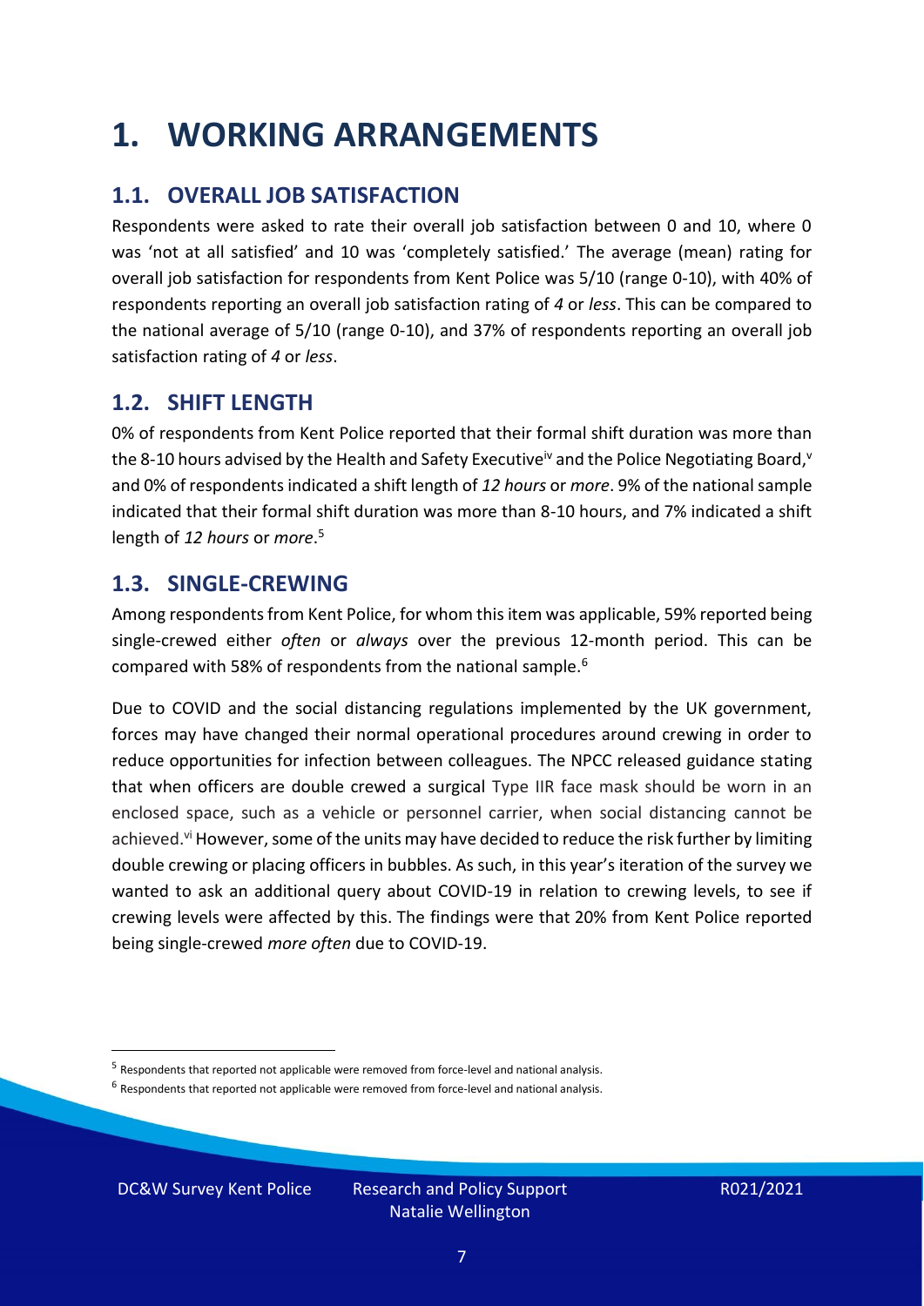# 1. WORKING ARRANGEMENTS

## 1.1. OVERALL JOB SATISFACTION

Respondents were asked to rate their overall job satisfaction between 0 and 10, where 0 was 'not at all satisfied' and 10 was 'completely satisfied.' The average (mean) rating for overall job satisfaction for respondents from Kent Police was 5/10 (range 0-10), with 40% of respondents reporting an overall job satisfaction rating of *4* or *less*. This can be compared to the national average of 5/10 (range 0-10), and 37% of respondents reporting an overall job satisfaction rating of *4* or *less*.

## 1.2. SHIFT LENGTH

0% of respondents from Kent Police reported that their formal shift duration was more than the 8-10 hours advised by the Health and Safety Executive[iv] and the Police Negotiating Board,[v] and 0% of respondents indicated a shift length of *12 hours* or *more*. 9% of the national sample indicated that their formal shift duration was more than 8-10 hours, and 7% indicated a shift length of *12 hours* or *more*.[5]

## 1.3. SINGLE-CREWING

Among respondents from Kent Police, for whom this item was applicable, 59% reported being single-crewed either *often* or *always* over the previous 12-month period. This can be compared with 58% of respondents from the national sample.[6]

Due to COVID and the social distancing regulations implemented by the UK government, forces may have changed their normal operational procedures around crewing in order to reduce opportunities for infection between colleagues. The NPCC released guidance stating that when officers are double crewed a surgical Type IIR face mask should be worn in an enclosed space, such as a vehicle or personnel carrier, when social distancing cannot be achieved.[vi] However, some of the units may have decided to reduce the risk further by limiting double crewing or placing officers in bubbles. As such, in this year's iteration of the survey we wanted to ask an additional query about COVID-19 in relation to crewing levels, to see if crewing levels were affected by this. The findings were that 20% from Kent Police reported being single-crewed *more often* due to COVID-19.

[5] Respondents that reported not applicable were removed from force-level and national analysis.

[6] Respondents that reported not applicable were removed from force-level and national analysis.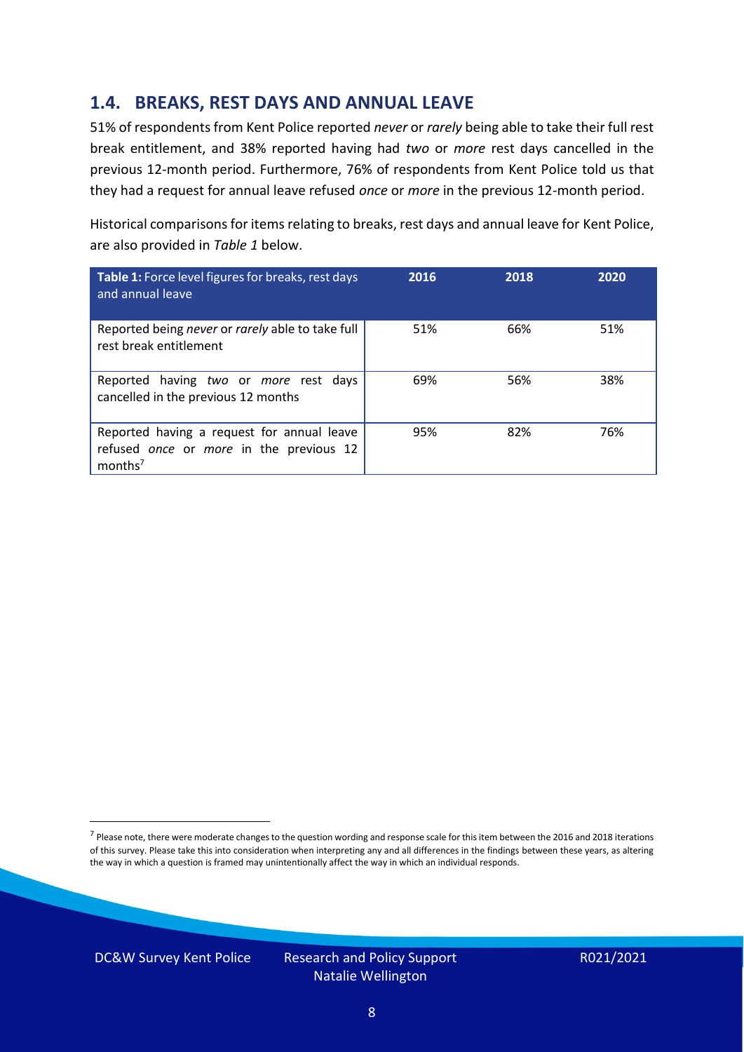## 1.4. BREAKS, REST DAYS AND ANNUAL LEAVE

51% of respondents from Kent Police reported *never* or *rarely* being able to take their full rest break entitlement, and 38% reported having had *two* or *more* rest days cancelled in the previous 12-month period. Furthermore, 76% of respondents from Kent Police told us that they had a request for annual leave refused *once* or *more* in the previous 12-month period.

Historical comparisons for items relating to breaks, rest days and annual leave for Kent Police, are also provided in *Table 1* below.

| **Table 1:** Force level figures for breaks, rest days and annual leave | 2016 | 2018 | 2020 |
|---|---|---|---|
| Reported being *never* or *rarely* able to take full rest break entitlement | 51% | 66% | 51% |
| Reported having *two* or *more* rest days cancelled in the previous 12 months | 69% | 56% | 38% |
| Reported having a request for annual leave refused *once* or *more* in the previous 12 months[7] | 95% | 82% | 76% |

[7] Please note, there were moderate changes to the question wording and response scale for this item between the 2016 and 2018 iterations of this survey. Please take this into consideration when interpreting any and all differences in the findings between these years, as altering the way in which a question is framed may unintentionally affect the way in which an individual responds.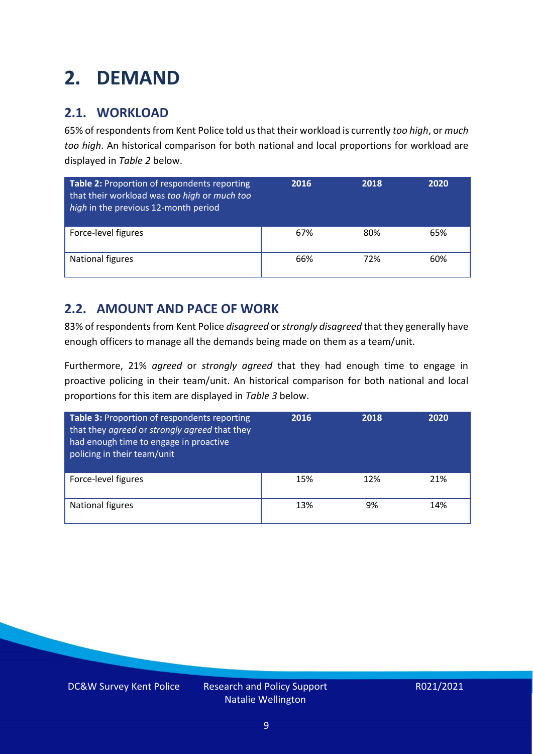# 2. DEMAND

## 2.1. WORKLOAD

65% of respondents from Kent Police told us that their workload is currently *too high*, or *much too high*. An historical comparison for both national and local proportions for workload are displayed in *Table 2* below.

| **Table 2:** Proportion of respondents reporting that their workload was *too high* or *much too high* in the previous 12-month period | 2016 | 2018 | 2020 |
|---|---|---|---|
| Force-level figures | 67% | 80% | 65% |
| National figures | 66% | 72% | 60% |

## 2.2. AMOUNT AND PACE OF WORK

83% of respondents from Kent Police *disagreed* or *strongly disagreed* that they generally have enough officers to manage all the demands being made on them as a team/unit.

Furthermore, 21% *agreed* or *strongly agreed* that they had enough time to engage in proactive policing in their team/unit. An historical comparison for both national and local proportions for this item are displayed in *Table 3* below.

| **Table 3:** Proportion of respondents reporting that they *agreed* or *strongly agreed* that they had enough time to engage in proactive policing in their team/unit | 2016 | 2018 | 2020 |
|---|---|---|---|
| Force-level figures | 15% | 12% | 21% |
| National figures | 13% | 9% | 14% |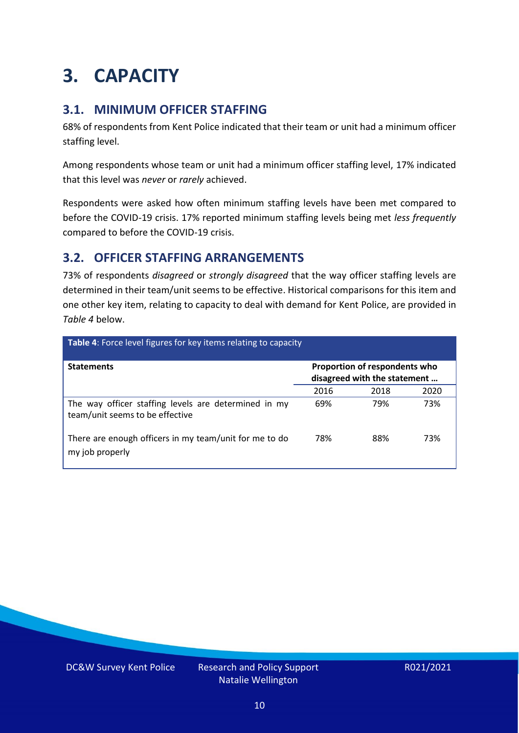# 3. CAPACITY

## 3.1. MINIMUM OFFICER STAFFING

68% of respondents from Kent Police indicated that their team or unit had a minimum officer staffing level.

Among respondents whose team or unit had a minimum officer staffing level, 17% indicated that this level was *never* or *rarely* achieved.

Respondents were asked how often minimum staffing levels have been met compared to before the COVID-19 crisis. 17% reported minimum staffing levels being met *less frequently* compared to before the COVID-19 crisis.

## 3.2. OFFICER STAFFING ARRANGEMENTS

73% of respondents *disagreed* or *strongly disagreed* that the way officer staffing levels are determined in their team/unit seems to be effective. Historical comparisons for this item and one other key item, relating to capacity to deal with demand for Kent Police, are provided in *Table 4* below.

**Table 4**: Force level figures for key items relating to capacity

| Statements | Proportion of respondents who disagreed with the statement … | | |
|---|---|---|---|
| | 2016 | 2018 | 2020 |
| The way officer staffing levels are determined in my team/unit seems to be effective | 69% | 79% | 73% |
| There are enough officers in my team/unit for me to do my job properly | 78% | 88% | 73% |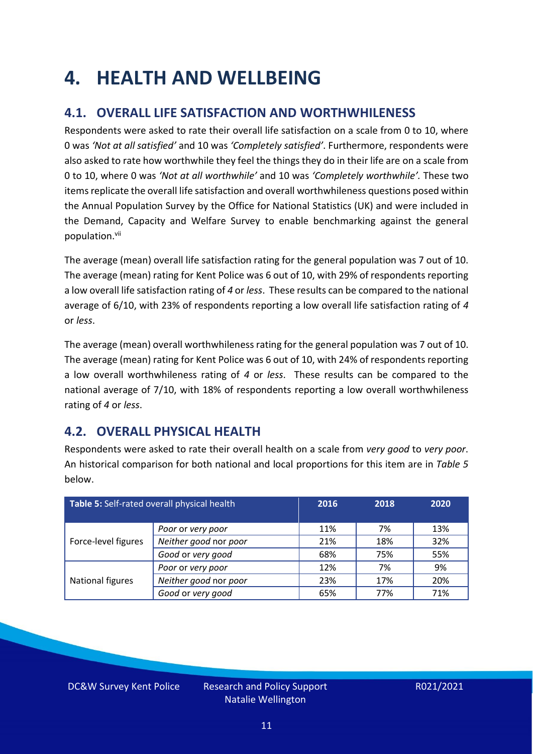# 4. HEALTH AND WELLBEING

## 4.1. OVERALL LIFE SATISFACTION AND WORTHWHILENESS

Respondents were asked to rate their overall life satisfaction on a scale from 0 to 10, where 0 was *'Not at all satisfied'* and 10 was *'Completely satisfied'*. Furthermore, respondents were also asked to rate how worthwhile they feel the things they do in their life are on a scale from 0 to 10, where 0 was *'Not at all worthwhile'* and 10 was *'Completely worthwhile'.* These two items replicate the overall life satisfaction and overall worthwhileness questions posed within the Annual Population Survey by the Office for National Statistics (UK) and were included in the Demand, Capacity and Welfare Survey to enable benchmarking against the general population.[vii]

The average (mean) overall life satisfaction rating for the general population was 7 out of 10. The average (mean) rating for Kent Police was 6 out of 10, with 29% of respondents reporting a low overall life satisfaction rating of *4* or *less*. These results can be compared to the national average of 6/10, with 23% of respondents reporting a low overall life satisfaction rating of *4* or *less*.

The average (mean) overall worthwhileness rating for the general population was 7 out of 10. The average (mean) rating for Kent Police was 6 out of 10, with 24% of respondents reporting a low overall worthwhileness rating of *4* or *less*. These results can be compared to the national average of 7/10, with 18% of respondents reporting a low overall worthwhileness rating of *4* or *less*.

## 4.2. OVERALL PHYSICAL HEALTH

Respondents were asked to rate their overall health on a scale from *very good* to *very poor*. An historical comparison for both national and local proportions for this item are in *Table 5* below.

| **Table 5:** Self-rated overall physical health | | 2016 | 2018 | 2020 |
|---|---|---|---|---|
| Force-level figures | *Poor* or *very poor* | 11% | 7% | 13% |
| | *Neither good* nor *poor* | 21% | 18% | 32% |
| | *Good* or *very good* | 68% | 75% | 55% |
| National figures | *Poor* or *very poor* | 12% | 7% | 9% |
| | *Neither good* nor *poor* | 23% | 17% | 20% |
| | *Good* or *very good* | 65% | 77% | 71% |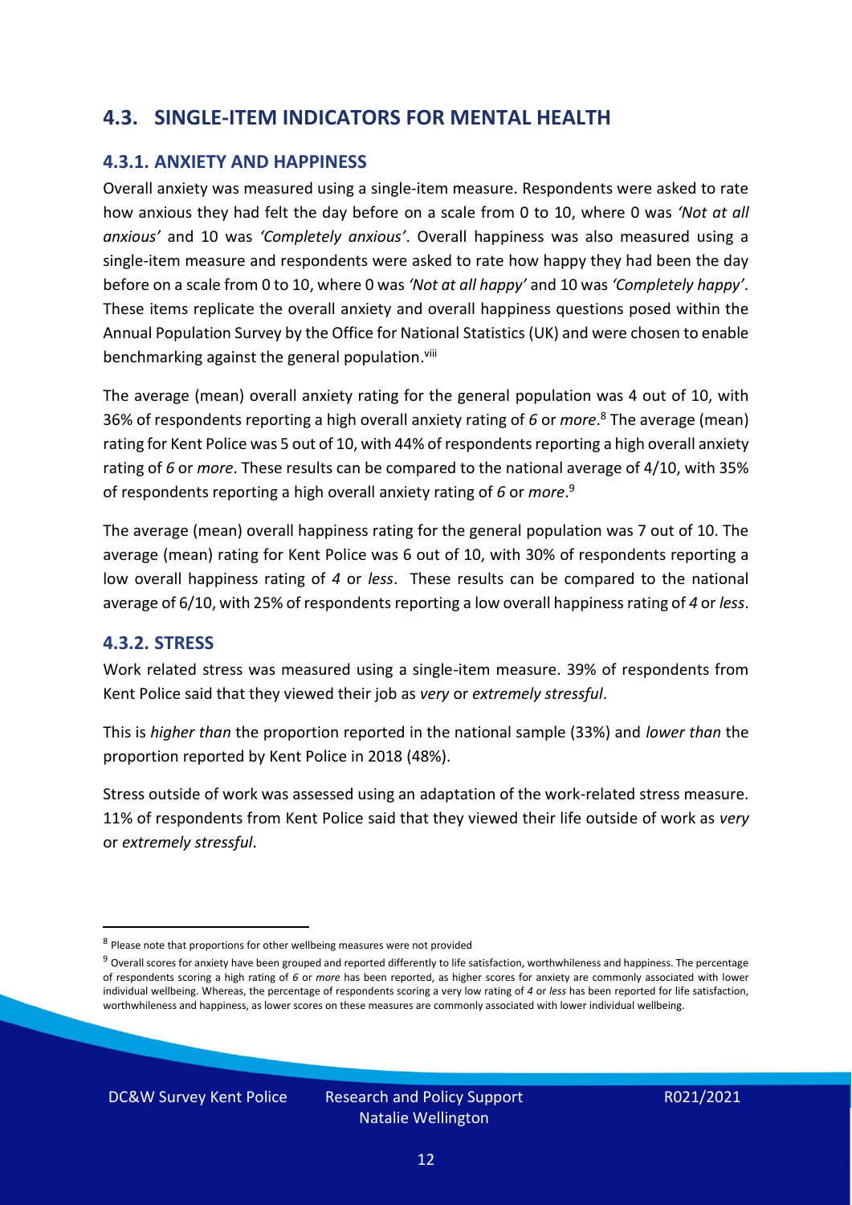## 4.3. SINGLE-ITEM INDICATORS FOR MENTAL HEALTH

### 4.3.1. ANXIETY AND HAPPINESS

Overall anxiety was measured using a single-item measure. Respondents were asked to rate how anxious they had felt the day before on a scale from 0 to 10, where 0 was *'Not at all anxious'* and 10 was *'Completely anxious'*. Overall happiness was also measured using a single-item measure and respondents were asked to rate how happy they had been the day before on a scale from 0 to 10, where 0 was *'Not at all happy'* and 10 was *'Completely happy'*. These items replicate the overall anxiety and overall happiness questions posed within the Annual Population Survey by the Office for National Statistics (UK) and were chosen to enable benchmarking against the general population.[viii]

The average (mean) overall anxiety rating for the general population was 4 out of 10, with 36% of respondents reporting a high overall anxiety rating of *6* or *more*.[8] The average (mean) rating for Kent Police was 5 out of 10, with 44% of respondents reporting a high overall anxiety rating of *6* or *more*. These results can be compared to the national average of 4/10, with 35% of respondents reporting a high overall anxiety rating of *6* or *more*.[9]

The average (mean) overall happiness rating for the general population was 7 out of 10. The average (mean) rating for Kent Police was 6 out of 10, with 30% of respondents reporting a low overall happiness rating of *4* or *less*. These results can be compared to the national average of 6/10, with 25% of respondents reporting a low overall happiness rating of *4* or *less*.

### 4.3.2. STRESS

Work related stress was measured using a single-item measure. 39% of respondents from Kent Police said that they viewed their job as *very* or *extremely stressful*.

This is *higher than* the proportion reported in the national sample (33%) and *lower than* the proportion reported by Kent Police in 2018 (48%).

Stress outside of work was assessed using an adaptation of the work-related stress measure. 11% of respondents from Kent Police said that they viewed their life outside of work as *very* or *extremely stressful*.

---

[8] Please note that proportions for other wellbeing measures were not provided

[9] Overall scores for anxiety have been grouped and reported differently to life satisfaction, worthwhileness and happiness. The percentage of respondents scoring a high rating of *6* or *more* has been reported, as higher scores for anxiety are commonly associated with lower individual wellbeing. Whereas, the percentage of respondents scoring a very low rating of *4* or *less* has been reported for life satisfaction, worthwhileness and happiness, as lower scores on these measures are commonly associated with lower individual wellbeing.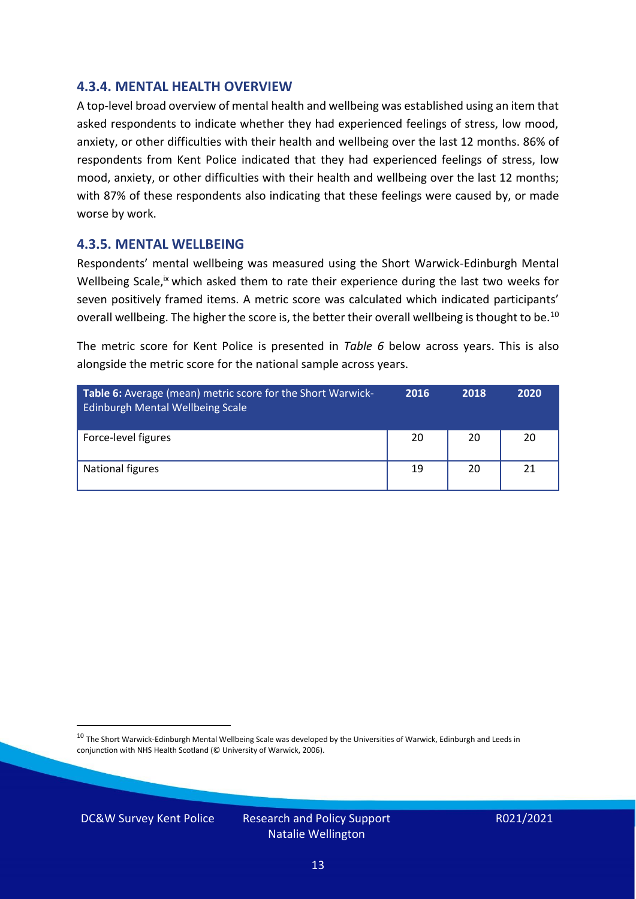### 4.3.4. MENTAL HEALTH OVERVIEW

A top-level broad overview of mental health and wellbeing was established using an item that asked respondents to indicate whether they had experienced feelings of stress, low mood, anxiety, or other difficulties with their health and wellbeing over the last 12 months. 86% of respondents from Kent Police indicated that they had experienced feelings of stress, low mood, anxiety, or other difficulties with their health and wellbeing over the last 12 months; with 87% of these respondents also indicating that these feelings were caused by, or made worse by work.

### 4.3.5. MENTAL WELLBEING

Respondents' mental wellbeing was measured using the Short Warwick-Edinburgh Mental Wellbeing Scale,[ix] which asked them to rate their experience during the last two weeks for seven positively framed items. A metric score was calculated which indicated participants' overall wellbeing. The higher the score is, the better their overall wellbeing is thought to be.[10]

The metric score for Kent Police is presented in *Table 6* below across years. This is also alongside the metric score for the national sample across years.

| **Table 6:** Average (mean) metric score for the Short Warwick-Edinburgh Mental Wellbeing Scale | 2016 | 2018 | 2020 |
|---|---|---|---|
| Force-level figures | 20 | 20 | 20 |
| National figures | 19 | 20 | 21 |

[10] The Short Warwick-Edinburgh Mental Wellbeing Scale was developed by the Universities of Warwick, Edinburgh and Leeds in conjunction with NHS Health Scotland (© University of Warwick, 2006).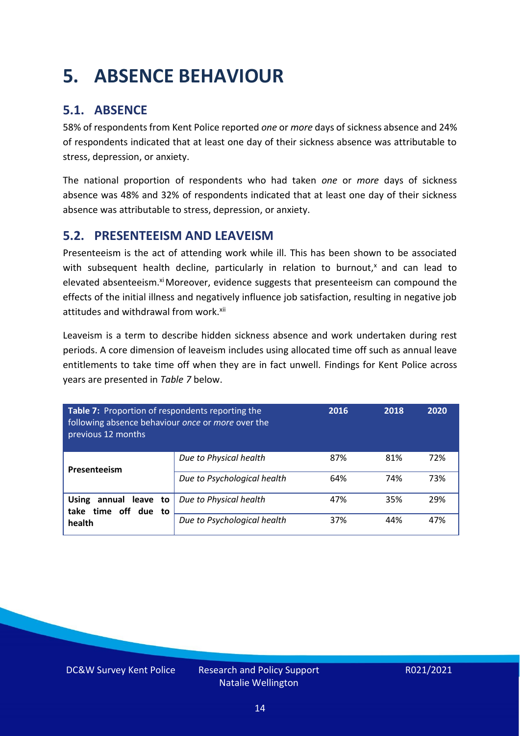# 5. ABSENCE BEHAVIOUR

## 5.1. ABSENCE

58% of respondents from Kent Police reported *one* or *more* days of sickness absence and 24% of respondents indicated that at least one day of their sickness absence was attributable to stress, depression, or anxiety.

The national proportion of respondents who had taken *one* or *more* days of sickness absence was 48% and 32% of respondents indicated that at least one day of their sickness absence was attributable to stress, depression, or anxiety.

## 5.2. PRESENTEEISM AND LEAVEISM

Presenteeism is the act of attending work while ill. This has been shown to be associated with subsequent health decline, particularly in relation to burnout,[x] and can lead to elevated absenteeism.[xi] Moreover, evidence suggests that presenteeism can compound the effects of the initial illness and negatively influence job satisfaction, resulting in negative job attitudes and withdrawal from work.[xii]

Leaveism is a term to describe hidden sickness absence and work undertaken during rest periods. A core dimension of leaveism includes using allocated time off such as annual leave entitlements to take time off when they are in fact unwell. Findings for Kent Police across years are presented in *Table 7* below.

| **Table 7:** Proportion of respondents reporting the following absence behaviour *once* or *more* over the previous 12 months | | 2016 | 2018 | 2020 |
|---|---|---|---|---|
| **Presenteeism** | *Due to Physical health* | 87% | 81% | 72% |
| | *Due to Psychological health* | 64% | 74% | 73% |
| **Using annual leave to take time off due to health** | *Due to Physical health* | 47% | 35% | 29% |
| | *Due to Psychological health* | 37% | 44% | 47% |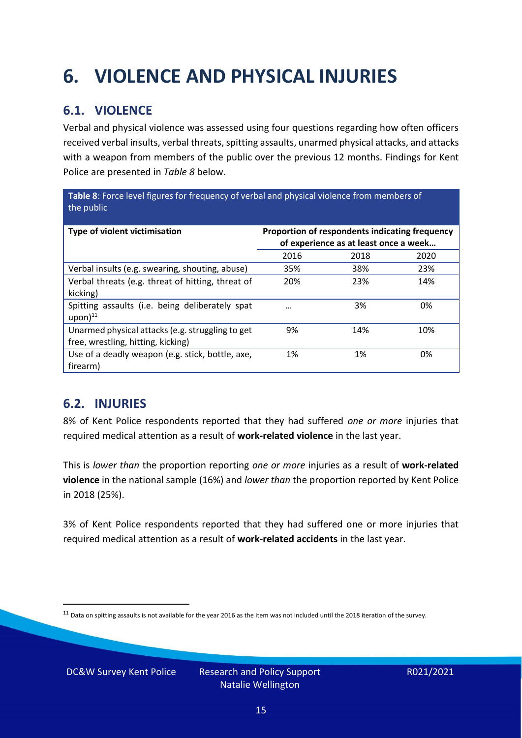# 6. VIOLENCE AND PHYSICAL INJURIES

## 6.1. VIOLENCE

Verbal and physical violence was assessed using four questions regarding how often officers received verbal insults, verbal threats, spitting assaults, unarmed physical attacks, and attacks with a weapon from members of the public over the previous 12 months. Findings for Kent Police are presented in *Table 8* below.

**Table 8**: Force level figures for frequency of verbal and physical violence from members of the public

| Type of violent victimisation | Proportion of respondents indicating frequency of experience as at least once a week… | | |
|---|---|---|---|
| | 2016 | 2018 | 2020 |
| Verbal insults (e.g. swearing, shouting, abuse) | 35% | 38% | 23% |
| Verbal threats (e.g. threat of hitting, threat of kicking) | 20% | 23% | 14% |
| Spitting assaults (i.e. being deliberately spat upon)[11] | … | 3% | 0% |
| Unarmed physical attacks (e.g. struggling to get free, wrestling, hitting, kicking) | 9% | 14% | 10% |
| Use of a deadly weapon (e.g. stick, bottle, axe, firearm) | 1% | 1% | 0% |

## 6.2. INJURIES

8% of Kent Police respondents reported that they had suffered *one or more* injuries that required medical attention as a result of **work-related violence** in the last year.

This is *lower than* the proportion reporting *one or more* injuries as a result of **work-related violence** in the national sample (16%) and *lower than* the proportion reported by Kent Police in 2018 (25%).

3% of Kent Police respondents reported that they had suffered one or more injuries that required medical attention as a result of **work-related accidents** in the last year.

[11] Data on spitting assaults is not available for the year 2016 as the item was not included until the 2018 iteration of the survey.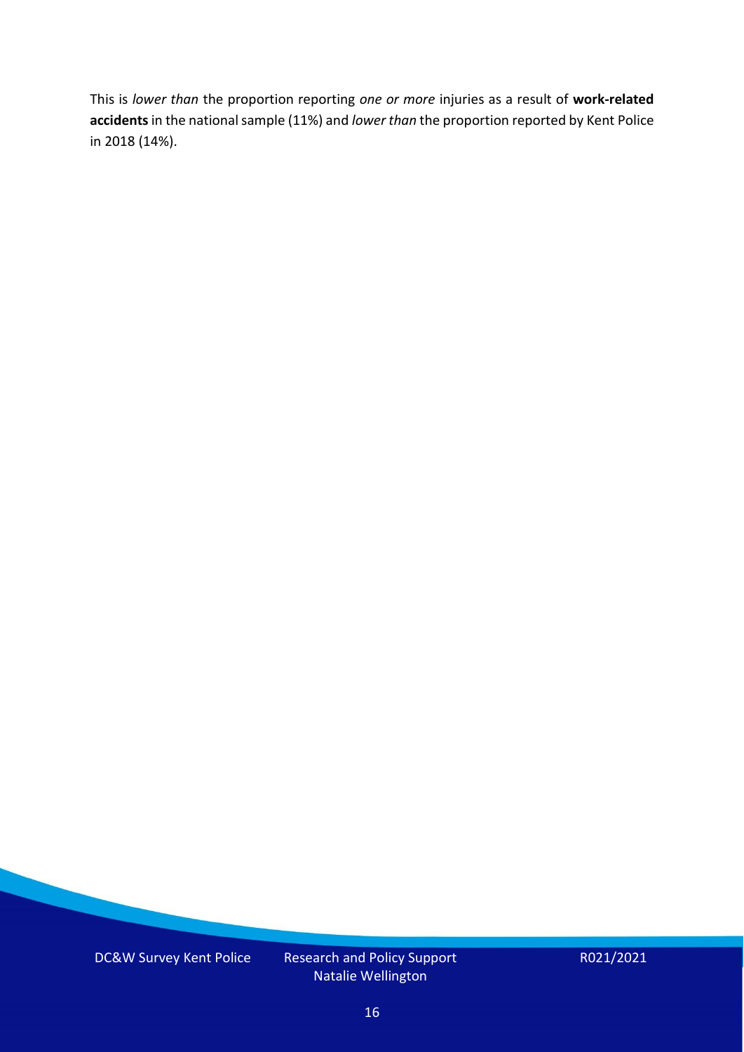This is *lower than* the proportion reporting *one or more* injuries as a result of **work-related accidents** in the national sample (11%) and *lower than* the proportion reported by Kent Police in 2018 (14%).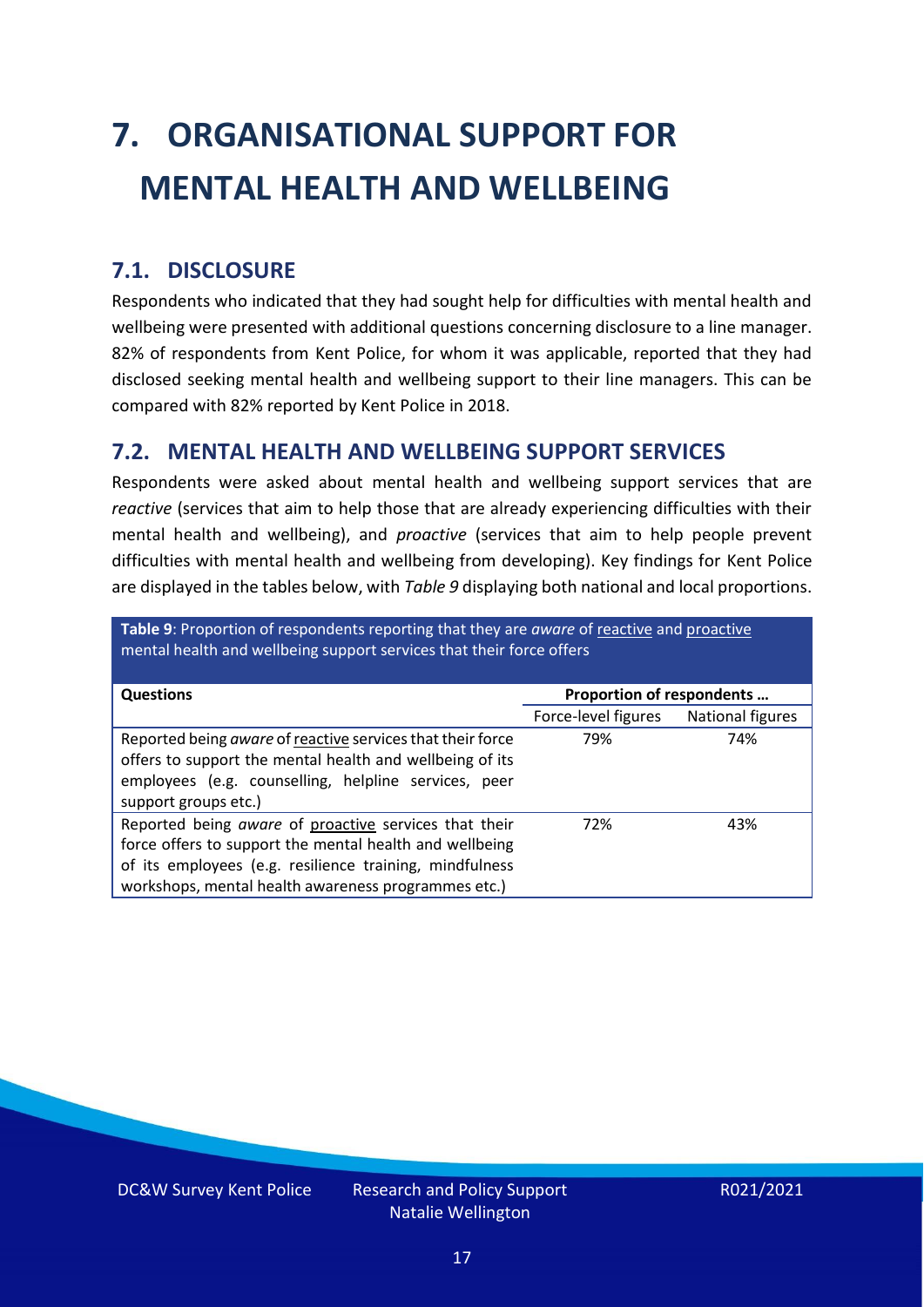# 7. ORGANISATIONAL SUPPORT FOR MENTAL HEALTH AND WELLBEING

## 7.1. DISCLOSURE

Respondents who indicated that they had sought help for difficulties with mental health and wellbeing were presented with additional questions concerning disclosure to a line manager. 82% of respondents from Kent Police, for whom it was applicable, reported that they had disclosed seeking mental health and wellbeing support to their line managers. This can be compared with 82% reported by Kent Police in 2018.

## 7.2. MENTAL HEALTH AND WELLBEING SUPPORT SERVICES

Respondents were asked about mental health and wellbeing support services that are *reactive* (services that aim to help those that are already experiencing difficulties with their mental health and wellbeing), and *proactive* (services that aim to help people prevent difficulties with mental health and wellbeing from developing). Key findings for Kent Police are displayed in the tables below, with *Table 9* displaying both national and local proportions.

**Table 9**: Proportion of respondents reporting that they are *aware* of reactive and proactive mental health and wellbeing support services that their force offers

| Questions | Proportion of respondents … | |
|---|---|---|
| | Force-level figures | National figures |
| Reported being *aware* of reactive services that their force offers to support the mental health and wellbeing of its employees (e.g. counselling, helpline services, peer support groups etc.) | 79% | 74% |
| Reported being *aware* of proactive services that their force offers to support the mental health and wellbeing of its employees (e.g. resilience training, mindfulness workshops, mental health awareness programmes etc.) | 72% | 43% |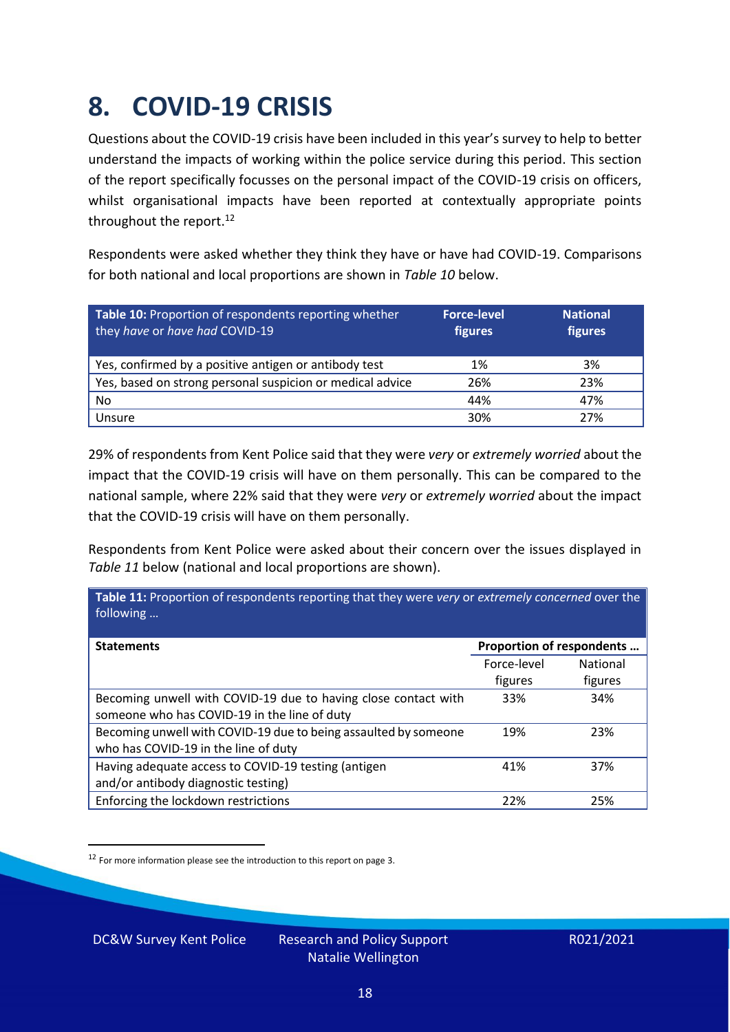# 8. COVID-19 CRISIS

Questions about the COVID-19 crisis have been included in this year's survey to help to better understand the impacts of working within the police service during this period. This section of the report specifically focusses on the personal impact of the COVID-19 crisis on officers, whilst organisational impacts have been reported at contextually appropriate points throughout the report.[12]

Respondents were asked whether they think they have or have had COVID-19. Comparisons for both national and local proportions are shown in *Table 10* below.

| **Table 10:** Proportion of respondents reporting whether they *have* or *have had* COVID-19 | **Force-level figures** | **National figures** |
|---|---|---|
| Yes, confirmed by a positive antigen or antibody test | 1% | 3% |
| Yes, based on strong personal suspicion or medical advice | 26% | 23% |
| No | 44% | 47% |
| Unsure | 30% | 27% |

29% of respondents from Kent Police said that they were *very* or *extremely worried* about the impact that the COVID-19 crisis will have on them personally. This can be compared to the national sample, where 22% said that they were *very* or *extremely worried* about the impact that the COVID-19 crisis will have on them personally.

Respondents from Kent Police were asked about their concern over the issues displayed in *Table 11* below (national and local proportions are shown).

**Table 11:** Proportion of respondents reporting that they were *very* or *extremely concerned* over the following …

| **Statements** | **Proportion of respondents …** | |
|---|---|---|
| | Force-level figures | National figures |
| Becoming unwell with COVID-19 due to having close contact with someone who has COVID-19 in the line of duty | 33% | 34% |
| Becoming unwell with COVID-19 due to being assaulted by someone who has COVID-19 in the line of duty | 19% | 23% |
| Having adequate access to COVID-19 testing (antigen and/or antibody diagnostic testing) | 41% | 37% |
| Enforcing the lockdown restrictions | 22% | 25% |

[12] For more information please see the introduction to this report on page 3.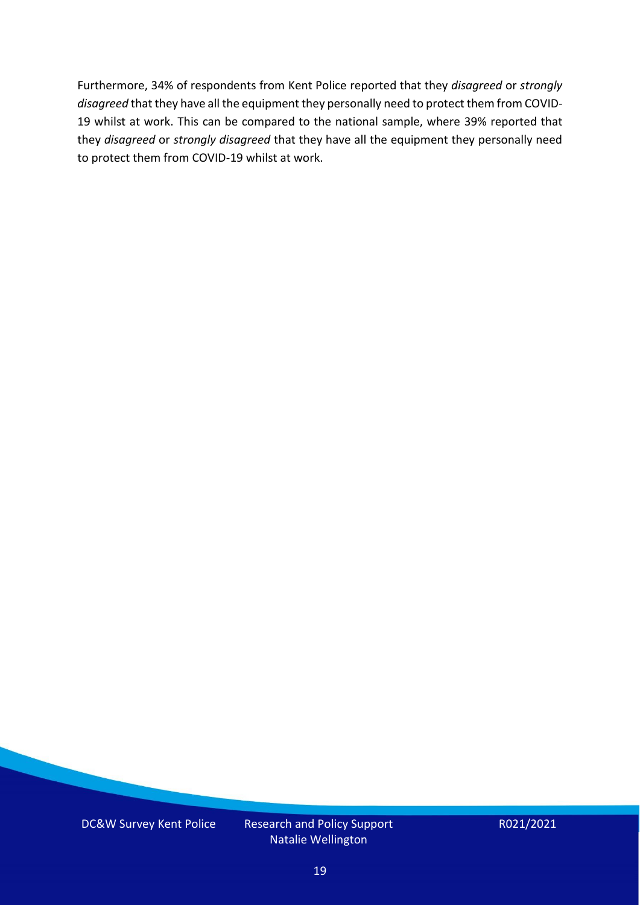Furthermore, 34% of respondents from Kent Police reported that they *disagreed* or *strongly disagreed* that they have all the equipment they personally need to protect them from COVID-19 whilst at work. This can be compared to the national sample, where 39% reported that they *disagreed* or *strongly disagreed* that they have all the equipment they personally need to protect them from COVID-19 whilst at work.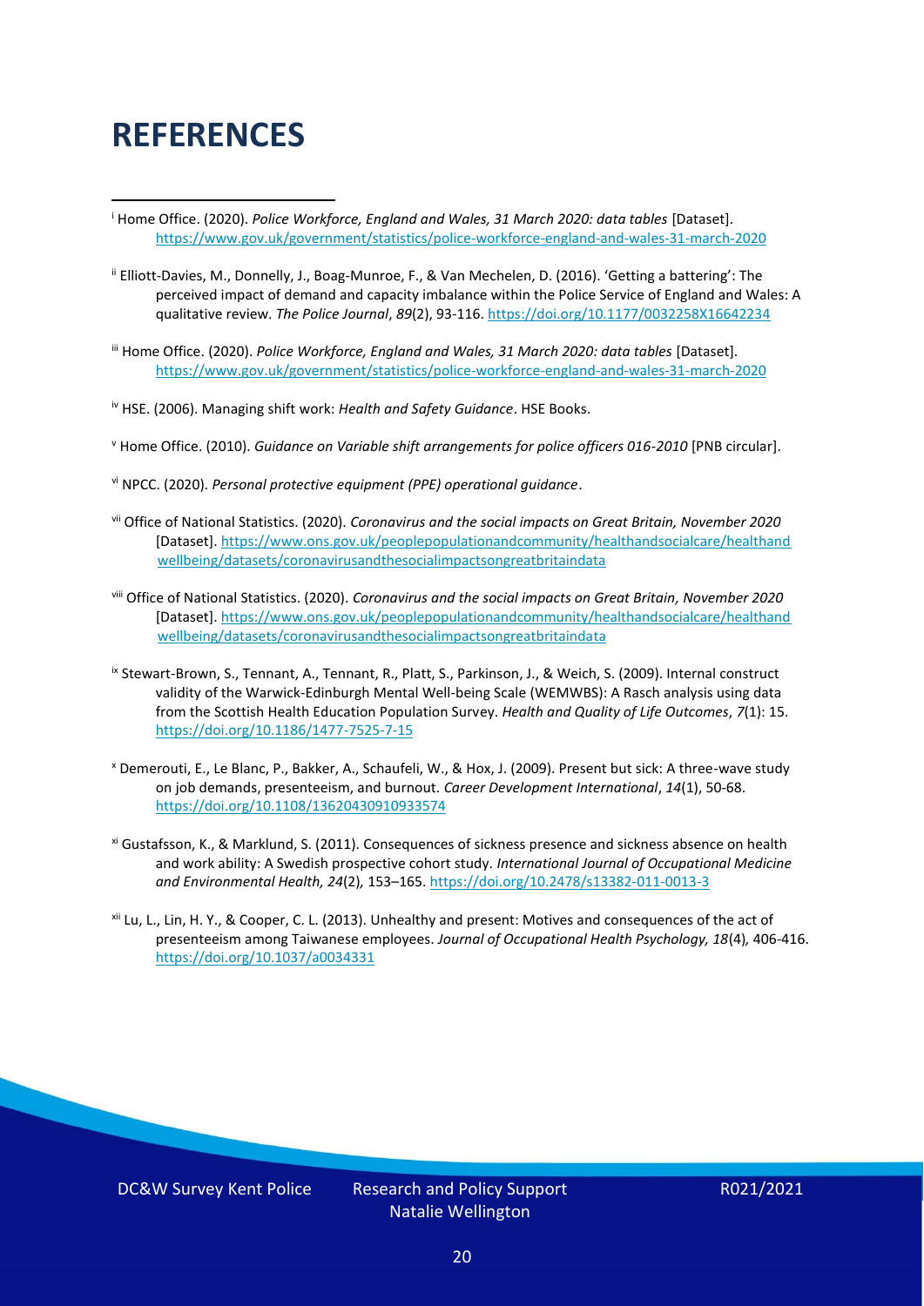# REFERENCES

[i] Home Office. (2020). *Police Workforce, England and Wales, 31 March 2020: data tables* [Dataset]. https://www.gov.uk/government/statistics/police-workforce-england-and-wales-31-march-2020

[ii] Elliott-Davies, M., Donnelly, J., Boag-Munroe, F., & Van Mechelen, D. (2016). 'Getting a battering': The perceived impact of demand and capacity imbalance within the Police Service of England and Wales: A qualitative review. *The Police Journal*, *89*(2), 93-116. https://doi.org/10.1177/0032258X16642234

[iii] Home Office. (2020). *Police Workforce, England and Wales, 31 March 2020: data tables* [Dataset]. https://www.gov.uk/government/statistics/police-workforce-england-and-wales-31-march-2020

[iv] HSE. (2006). Managing shift work: *Health and Safety Guidance*. HSE Books.

[v] Home Office. (2010). *Guidance on Variable shift arrangements for police officers 016-2010* [PNB circular].

[vi] NPCC. (2020). *Personal protective equipment (PPE) operational guidance*.

[vii] Office of National Statistics. (2020). *Coronavirus and the social impacts on Great Britain, November 2020* [Dataset]. https://www.ons.gov.uk/peoplepopulationandcommunity/healthandsocialcare/healthandwellbeing/datasets/coronavirusandthesocialimpactsongreatbritaindata

[viii] Office of National Statistics. (2020). *Coronavirus and the social impacts on Great Britain, November 2020* [Dataset]. https://www.ons.gov.uk/peoplepopulationandcommunity/healthandsocialcare/healthandwellbeing/datasets/coronavirusandthesocialimpactsongreatbritaindata

[ix] Stewart-Brown, S., Tennant, A., Tennant, R., Platt, S., Parkinson, J., & Weich, S. (2009). Internal construct validity of the Warwick-Edinburgh Mental Well-being Scale (WEMWBS): A Rasch analysis using data from the Scottish Health Education Population Survey. *Health and Quality of Life Outcomes*, *7*(1): 15. https://doi.org/10.1186/1477-7525-7-15

[x] Demerouti, E., Le Blanc, P., Bakker, A., Schaufeli, W., & Hox, J. (2009). Present but sick: A three-wave study on job demands, presenteeism, and burnout. *Career Development International*, *14*(1), 50-68. https://doi.org/10.1108/13620430910933574

[xi] Gustafsson, K., & Marklund, S. (2011). Consequences of sickness presence and sickness absence on health and work ability: A Swedish prospective cohort study. *International Journal of Occupational Medicine and Environmental Health, 24*(2)*,* 153–165. https://doi.org/10.2478/s13382-011-0013-3

[xii] Lu, L., Lin, H. Y., & Cooper, C. L. (2013). Unhealthy and present: Motives and consequences of the act of presenteeism among Taiwanese employees. *Journal of Occupational Health Psychology, 18*(4)*,* 406-416. https://doi.org/10.1037/a0034331